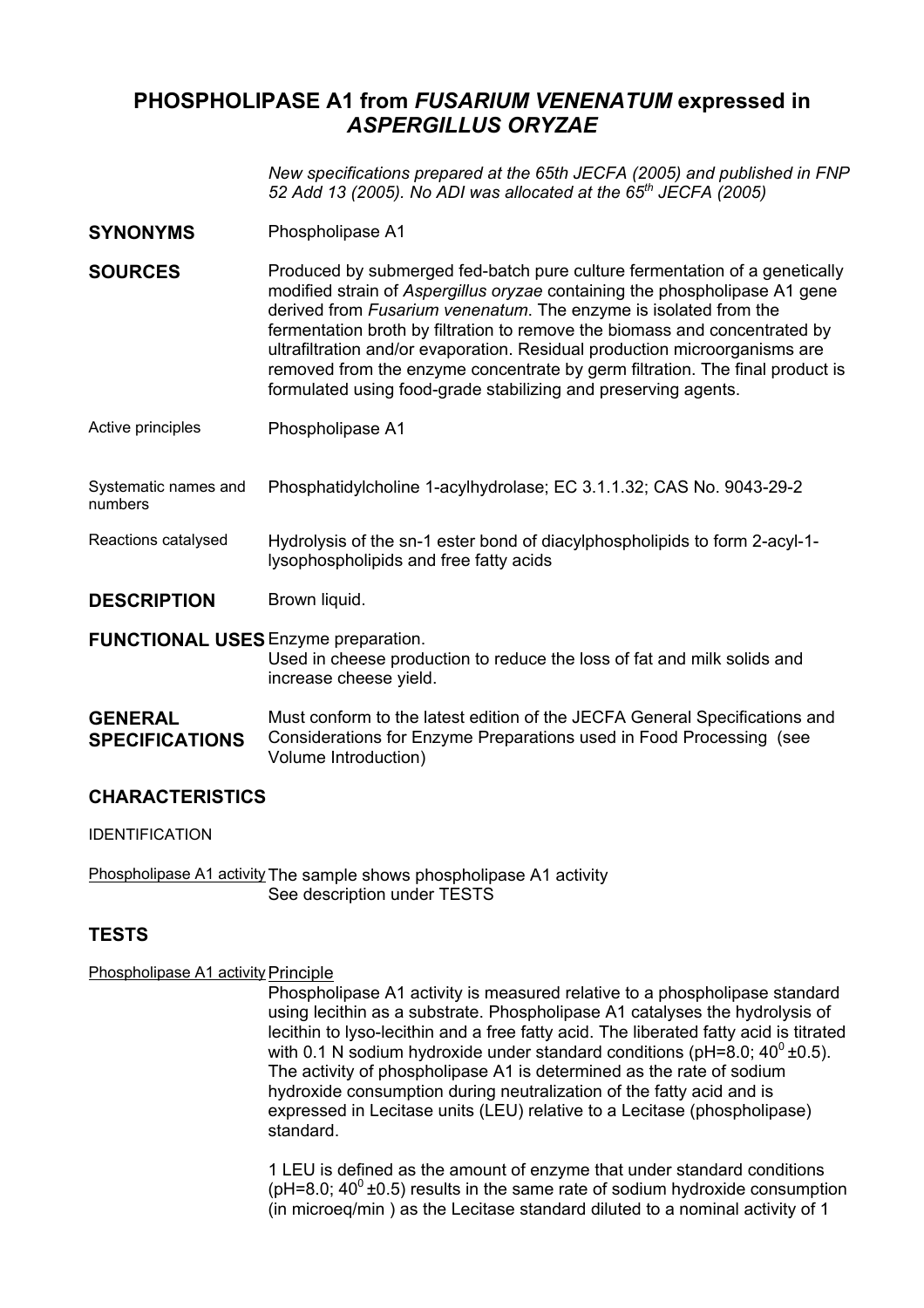# PHOSPHOLIPASE A1 from *FUSARIUM VENENATUM* expressed in *ASPERGILLUS ORYZAE*

*New specifications prepared at the 65th JECFA (2005) and published in FNP 52 Add 13 (2005). No ADI was allocated at the 65th JECFA (2005)*

**SYNONYMS** Phospholipase A1

**SOURCES** Produced by submerged fed-batch pure culture fermentation of a genetically modified strain of *Aspergillus oryzae* containing the phospholipase A1 gene derived from *Fusarium venenatum*. The enzyme is isolated from the fermentation broth by filtration to remove the biomass and concentrated by ultrafiltration and/or evaporation. Residual production microorganisms are removed from the enzyme concentrate by germ filtration. The final product is formulated using food-grade stabilizing and preserving agents.

Active principles: Phospholipase A1

Systematic names and numbers: Phosphatidylcholine 1-acylhydrolase; EC 3.1.1.32; CAS No. 9043-29-2

Reactions catalysed: Hydrolysis of the sn-1 ester bond of diacylphospholipids to form 2-acyl-1-lysophospholipids and free fatty acids

**DESCRIPTION** Brown liquid.

**FUNCTIONAL USES** Enzyme preparation.
Used in cheese production to reduce the loss of fat and milk solids and increase cheese yield.

**GENERAL SPECIFICATIONS** Must conform to the latest edition of the JECFA General Specifications and Considerations for Enzyme Preparations used in Food Processing (see Volume Introduction)

## CHARACTERISTICS

IDENTIFICATION

Phospholipase A1 activity: The sample shows phospholipase A1 activity
See description under TESTS

## TESTS

Phospholipase A1 activity: Principle

Phospholipase A1 activity is measured relative to a phospholipase standard using lecithin as a substrate. Phospholipase A1 catalyses the hydrolysis of lecithin to lyso-lecithin and a free fatty acid. The liberated fatty acid is titrated with 0.1 N sodium hydroxide under standard conditions (pH=8.0; $40^0 \pm 0.5$). The activity of phospholipase A1 is determined as the rate of sodium hydroxide consumption during neutralization of the fatty acid and is expressed in Lecitase units (LEU) relative to a Lecitase (phospholipase) standard.

1 LEU is defined as the amount of enzyme that under standard conditions (pH=8.0; $40^0 \pm 0.5$) results in the same rate of sodium hydroxide consumption (in microeq/min ) as the Lecitase standard diluted to a nominal activity of 1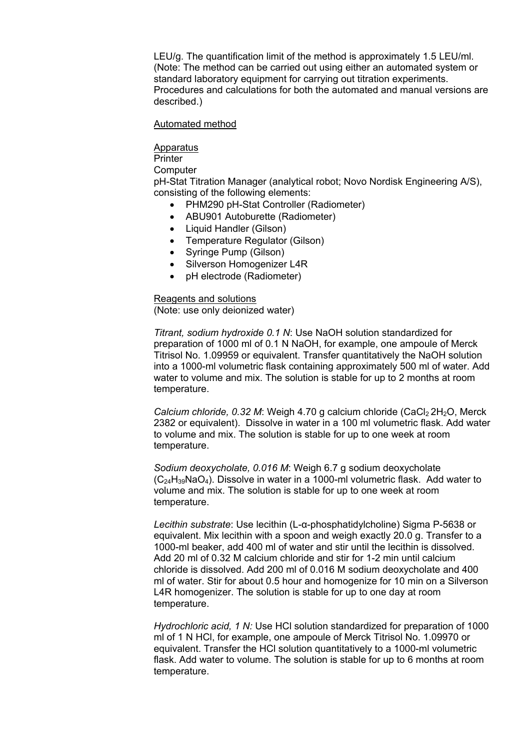LEU/g. The quantification limit of the method is approximately 1.5 LEU/ml. (Note: The method can be carried out using either an automated system or standard laboratory equipment for carrying out titration experiments. Procedures and calculations for both the automated and manual versions are described.)

Automated method

Apparatus

Printer

Computer

pH-Stat Titration Manager (analytical robot; Novo Nordisk Engineering A/S), consisting of the following elements:

- PHM290 pH-Stat Controller (Radiometer)
- ABU901 Autoburette (Radiometer)
- Liquid Handler (Gilson)
- Temperature Regulator (Gilson)
- Syringe Pump (Gilson)
- Silverson Homogenizer L4R
- pH electrode (Radiometer)

Reagents and solutions

(Note: use only deionized water)

*Titrant, sodium hydroxide 0.1 N*: Use NaOH solution standardized for preparation of 1000 ml of 0.1 N NaOH, for example, one ampoule of Merck Titrisol No. 1.09959 or equivalent. Transfer quantitatively the NaOH solution into a 1000-ml volumetric flask containing approximately 500 ml of water. Add water to volume and mix. The solution is stable for up to 2 months at room temperature.

*Calcium chloride, 0.32 M*: Weigh 4.70 g calcium chloride ($CaCl_2\,2H_2O$, Merck 2382 or equivalent). Dissolve in water in a 100 ml volumetric flask. Add water to volume and mix. The solution is stable for up to one week at room temperature.

*Sodium deoxycholate, 0.016 M*: Weigh 6.7 g sodium deoxycholate ($C_{24}H_{39}NaO_4$). Dissolve in water in a 1000-ml volumetric flask. Add water to volume and mix. The solution is stable for up to one week at room temperature.

*Lecithin substrate*: Use lecithin (L-α-phosphatidylcholine) Sigma P-5638 or equivalent. Mix lecithin with a spoon and weigh exactly 20.0 g. Transfer to a 1000-ml beaker, add 400 ml of water and stir until the lecithin is dissolved. Add 20 ml of 0.32 M calcium chloride and stir for 1-2 min until calcium chloride is dissolved. Add 200 ml of 0.016 M sodium deoxycholate and 400 ml of water. Stir for about 0.5 hour and homogenize for 10 min on a Silverson L4R homogenizer. The solution is stable for up to one day at room temperature.

*Hydrochloric acid, 1 N:* Use HCl solution standardized for preparation of 1000 ml of 1 N HCl, for example, one ampoule of Merck Titrisol No. 1.09970 or equivalent. Transfer the HCl solution quantitatively to a 1000-ml volumetric flask. Add water to volume. The solution is stable for up to 6 months at room temperature.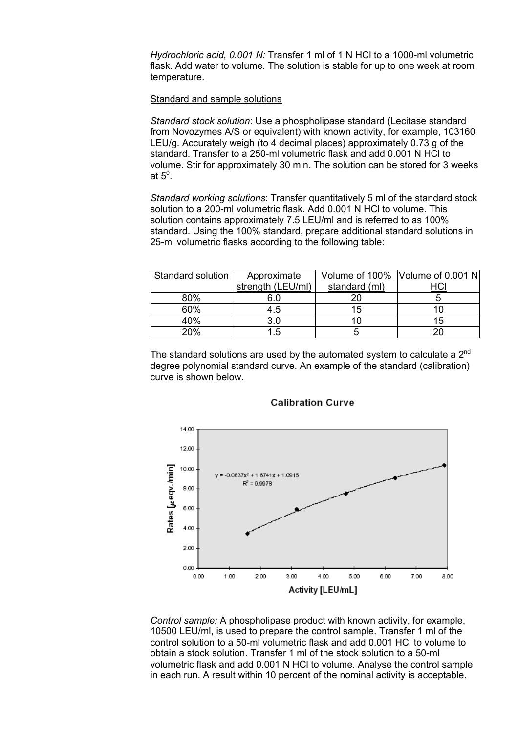*Hydrochloric acid, 0.001 N:* Transfer 1 ml of 1 N HCl to a 1000-ml volumetric flask. Add water to volume. The solution is stable for up to one week at room temperature.

Standard and sample solutions

*Standard stock solution*: Use a phospholipase standard (Lecitase standard from Novozymes A/S or equivalent) with known activity, for example, 103160 LEU/g. Accurately weigh (to 4 decimal places) approximately 0.73 g of the standard. Transfer to a 250-ml volumetric flask and add 0.001 N HCl to volume. Stir for approximately 30 min. The solution can be stored for 3 weeks at $5^0$.

*Standard working solutions*: Transfer quantitatively 5 ml of the standard stock solution to a 200-ml volumetric flask. Add 0.001 N HCl to volume. This solution contains approximately 7.5 LEU/ml and is referred to as 100% standard. Using the 100% standard, prepare additional standard solutions in 25-ml volumetric flasks according to the following table:

| Standard solution | Approximate strength (LEU/ml) | Volume of 100% standard (ml) | Volume of 0.001 N HCl |
|---|---|---|---|
| 80% | 6.0 | 20 | 5 |
| 60% | 4.5 | 15 | 10 |
| 40% | 3.0 | 10 | 15 |
| 20% | 1.5 | 5 | 20 |

The standard solutions are used by the automated system to calculate a 2nd degree polynomial standard curve. An example of the standard (calibration) curve is shown below.

**Calibration Curve**

$y = -0.0637x^2 + 1.6741x + 1.0915$

$R^2 = 0.9978$

Rates [µeqv./min] vs. Activity [LEU/mL]

*Control sample:* A phospholipase product with known activity, for example, 10500 LEU/ml, is used to prepare the control sample. Transfer 1 ml of the control solution to a 50-ml volumetric flask and add 0.001 HCl to volume to obtain a stock solution. Transfer 1 ml of the stock solution to a 50-ml volumetric flask and add 0.001 N HCl to volume. Analyse the control sample in each run. A result within 10 percent of the nominal activity is acceptable.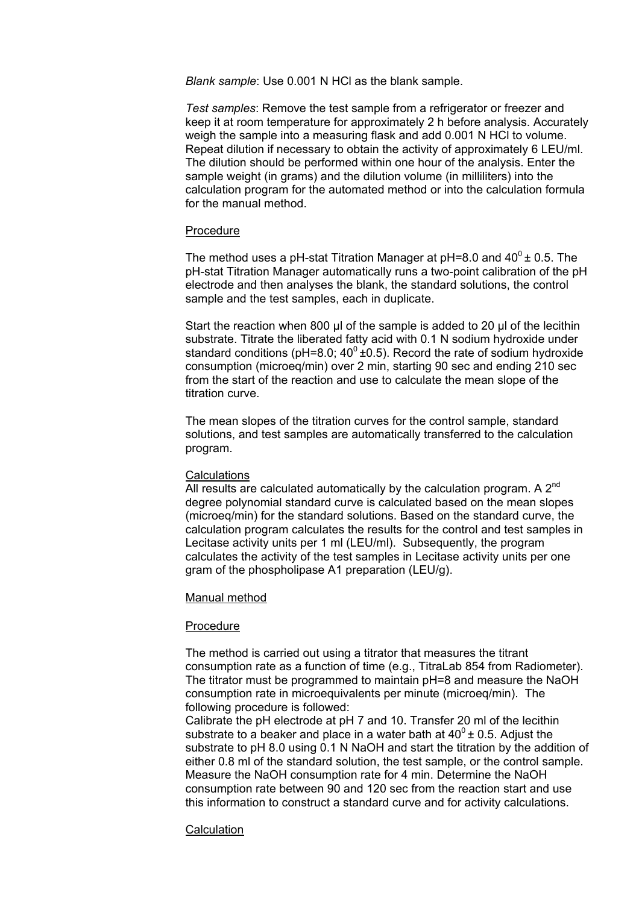*Blank sample*: Use 0.001 N HCl as the blank sample.

*Test samples*: Remove the test sample from a refrigerator or freezer and keep it at room temperature for approximately 2 h before analysis. Accurately weigh the sample into a measuring flask and add 0.001 N HCl to volume. Repeat dilution if necessary to obtain the activity of approximately 6 LEU/ml. The dilution should be performed within one hour of the analysis. Enter the sample weight (in grams) and the dilution volume (in milliliters) into the calculation program for the automated method or into the calculation formula for the manual method.

Procedure

The method uses a pH-stat Titration Manager at pH=8.0 and $40^0 \pm 0.5$. The pH-stat Titration Manager automatically runs a two-point calibration of the pH electrode and then analyses the blank, the standard solutions, the control sample and the test samples, each in duplicate.

Start the reaction when 800 µl of the sample is added to 20 µl of the lecithin substrate. Titrate the liberated fatty acid with 0.1 N sodium hydroxide under standard conditions (pH=8.0; $40^0 \pm 0.5$). Record the rate of sodium hydroxide consumption (microeq/min) over 2 min, starting 90 sec and ending 210 sec from the start of the reaction and use to calculate the mean slope of the titration curve.

The mean slopes of the titration curves for the control sample, standard solutions, and test samples are automatically transferred to the calculation program.

Calculations

All results are calculated automatically by the calculation program. A 2nd degree polynomial standard curve is calculated based on the mean slopes (microeq/min) for the standard solutions. Based on the standard curve, the calculation program calculates the results for the control and test samples in Lecitase activity units per 1 ml (LEU/ml). Subsequently, the program calculates the activity of the test samples in Lecitase activity units per one gram of the phospholipase A1 preparation (LEU/g).

Manual method

Procedure

The method is carried out using a titrator that measures the titrant consumption rate as a function of time (e.g., TitraLab 854 from Radiometer). The titrator must be programmed to maintain pH=8 and measure the NaOH consumption rate in microequivalents per minute (microeq/min). The following procedure is followed:
Calibrate the pH electrode at pH 7 and 10. Transfer 20 ml of the lecithin substrate to a beaker and place in a water bath at $40^0 \pm 0.5$. Adjust the substrate to pH 8.0 using 0.1 N NaOH and start the titration by the addition of either 0.8 ml of the standard solution, the test sample, or the control sample. Measure the NaOH consumption rate for 4 min. Determine the NaOH consumption rate between 90 and 120 sec from the reaction start and use this information to construct a standard curve and for activity calculations.

Calculation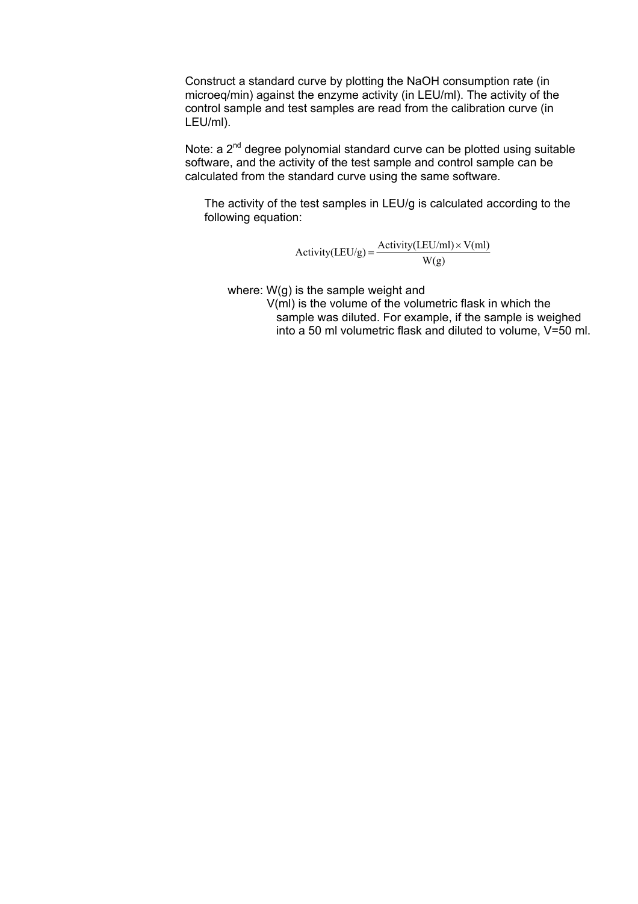Construct a standard curve by plotting the NaOH consumption rate (in microeq/min) against the enzyme activity (in LEU/ml). The activity of the control sample and test samples are read from the calibration curve (in LEU/ml).

Note: a 2nd degree polynomial standard curve can be plotted using suitable software, and the activity of the test sample and control sample can be calculated from the standard curve using the same software.

The activity of the test samples in LEU/g is calculated according to the following equation:

$$\text{Activity(LEU/g)} = \frac{\text{Activity(LEU/ml)} \times \text{V(ml)}}{\text{W(g)}}$$

where: W(g) is the sample weight and

V(ml) is the volume of the volumetric flask in which the sample was diluted. For example, if the sample is weighed into a 50 ml volumetric flask and diluted to volume, V=50 ml.